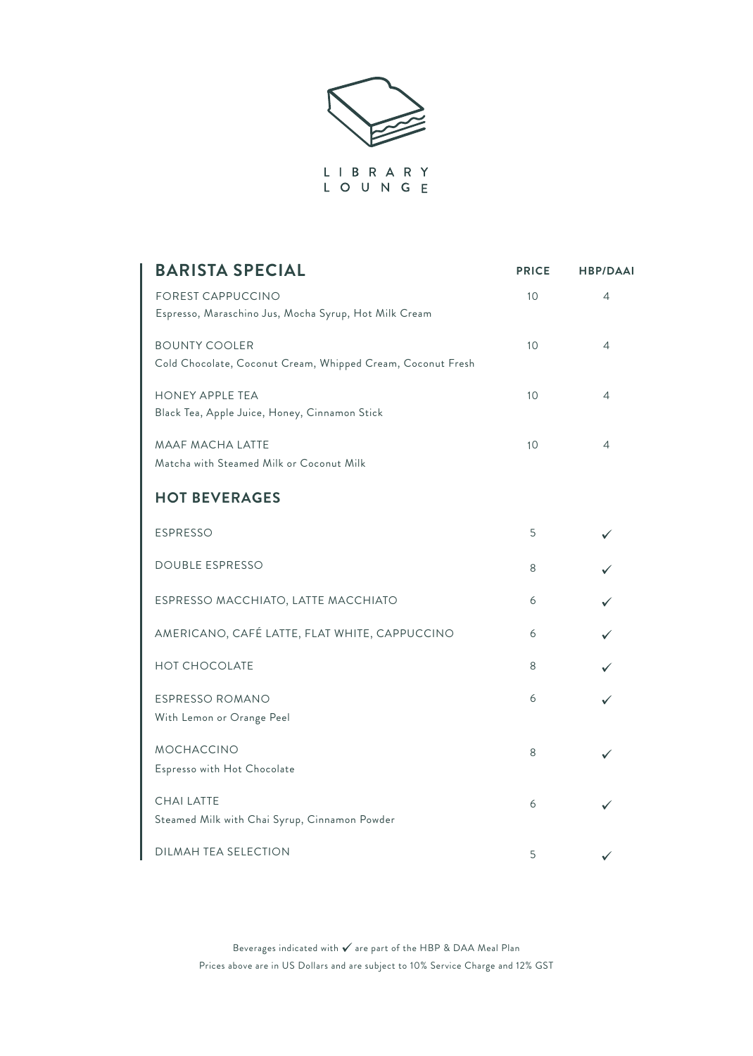# LIBRARY LOUNGE

| BARISTA SPECIAL | PRICE | HBP/DAAI |
| --- | --- | --- |
| FOREST CAPPUCCINO<br>Espresso, Maraschino Jus, Mocha Syrup, Hot Milk Cream | 10 | 4 |
| BOUNTY COOLER<br>Cold Chocolate, Coconut Cream, Whipped Cream, Coconut Fresh | 10 | 4 |
| HONEY APPLE TEA<br>Black Tea, Apple Juice, Honey, Cinnamon Stick | 10 | 4 |
| MAAF MACHA LATTE<br>Matcha with Steamed Milk or Coconut Milk | 10 | 4 |

| HOT BEVERAGES | PRICE | HBP/DAAI |
| --- | --- | --- |
| ESPRESSO | 5 | ✓ |
| DOUBLE ESPRESSO | 8 | ✓ |
| ESPRESSO MACCHIATO, LATTE MACCHIATO | 6 | ✓ |
| AMERICANO, CAFÉ LATTE, FLAT WHITE, CAPPUCCINO | 6 | ✓ |
| HOT CHOCOLATE | 8 | ✓ |
| ESPRESSO ROMANO<br>With Lemon or Orange Peel | 6 | ✓ |
| MOCHACCINO<br>Espresso with Hot Chocolate | 8 | ✓ |
| CHAI LATTE<br>Steamed Milk with Chai Syrup, Cinnamon Powder | 6 | ✓ |
| DILMAH TEA SELECTION | 5 | ✓ |

Beverages indicated with ✓ are part of the HBP & DAA Meal Plan

Prices above are in US Dollars and are subject to 10% Service Charge and 12% GST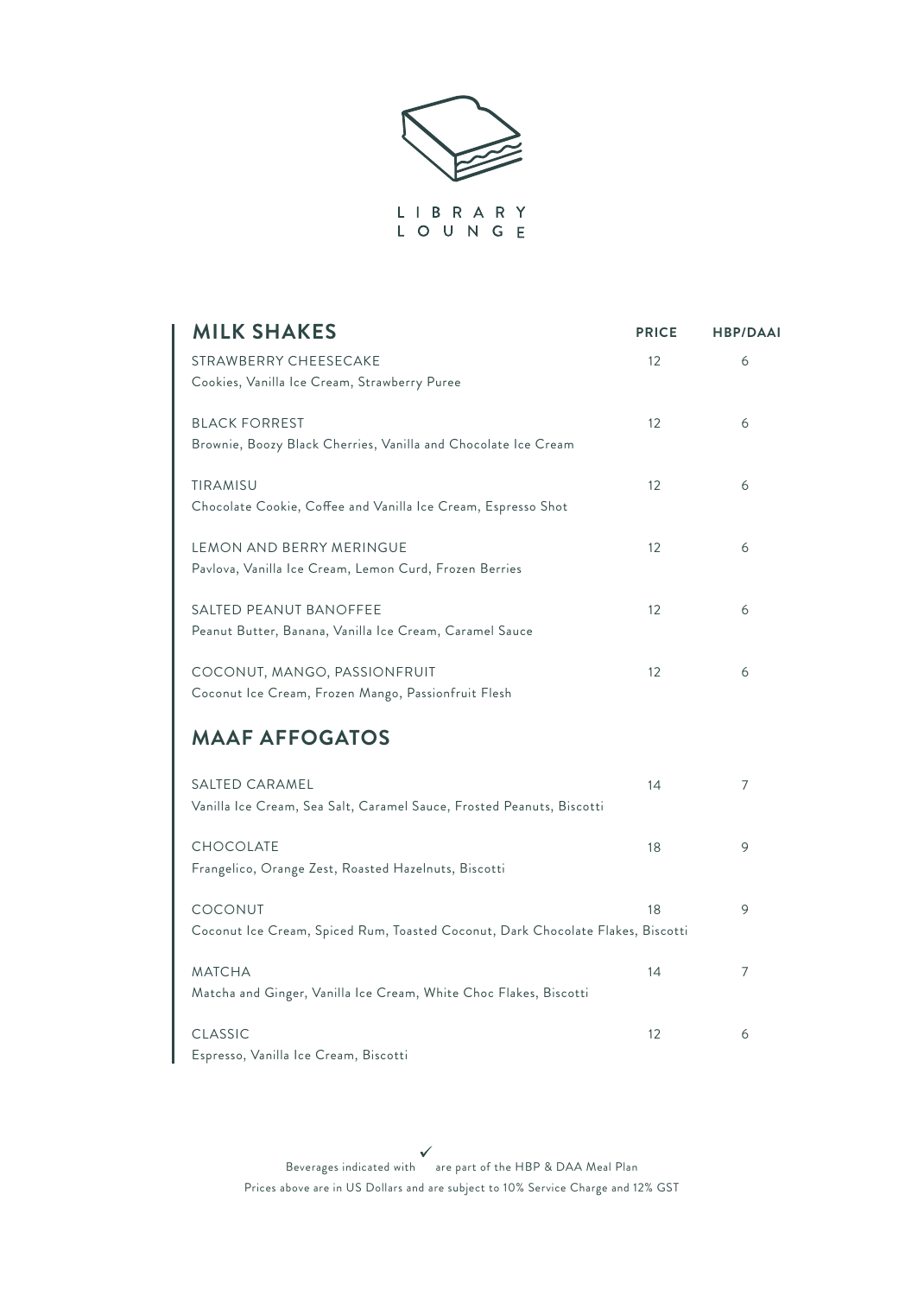LIBRARY
LOUNGE

## MILK SHAKES

| MILK SHAKES | PRICE | HBP/DAAI |
|---|---|---|
| STRAWBERRY CHEESECAKE<br>Cookies, Vanilla Ice Cream, Strawberry Puree | 12 | 6 |
| BLACK FORREST<br>Brownie, Boozy Black Cherries, Vanilla and Chocolate Ice Cream | 12 | 6 |
| TIRAMISU<br>Chocolate Cookie, Coffee and Vanilla Ice Cream, Espresso Shot | 12 | 6 |
| LEMON AND BERRY MERINGUE<br>Pavlova, Vanilla Ice Cream, Lemon Curd, Frozen Berries | 12 | 6 |
| SALTED PEANUT BANOFFEE<br>Peanut Butter, Banana, Vanilla Ice Cream, Caramel Sauce | 12 | 6 |
| COCONUT, MANGO, PASSIONFRUIT<br>Coconut Ice Cream, Frozen Mango, Passionfruit Flesh | 12 | 6 |

## MAAF AFFOGATOS

| MAAF AFFOGATOS | PRICE | HBP/DAAI |
|---|---|---|
| SALTED CARAMEL<br>Vanilla Ice Cream, Sea Salt, Caramel Sauce, Frosted Peanuts, Biscotti | 14 | 7 |
| CHOCOLATE<br>Frangelico, Orange Zest, Roasted Hazelnuts, Biscotti | 18 | 9 |
| COCONUT<br>Coconut Ice Cream, Spiced Rum, Toasted Coconut, Dark Chocolate Flakes, Biscotti | 18 | 9 |
| MATCHA<br>Matcha and Ginger, Vanilla Ice Cream, White Choc Flakes, Biscotti | 14 | 7 |
| CLASSIC<br>Espresso, Vanilla Ice Cream, Biscotti | 12 | 6 |

Beverages indicated with ✓ are part of the HBP & DAA Meal Plan

Prices above are in US Dollars and are subject to 10% Service Charge and 12% GST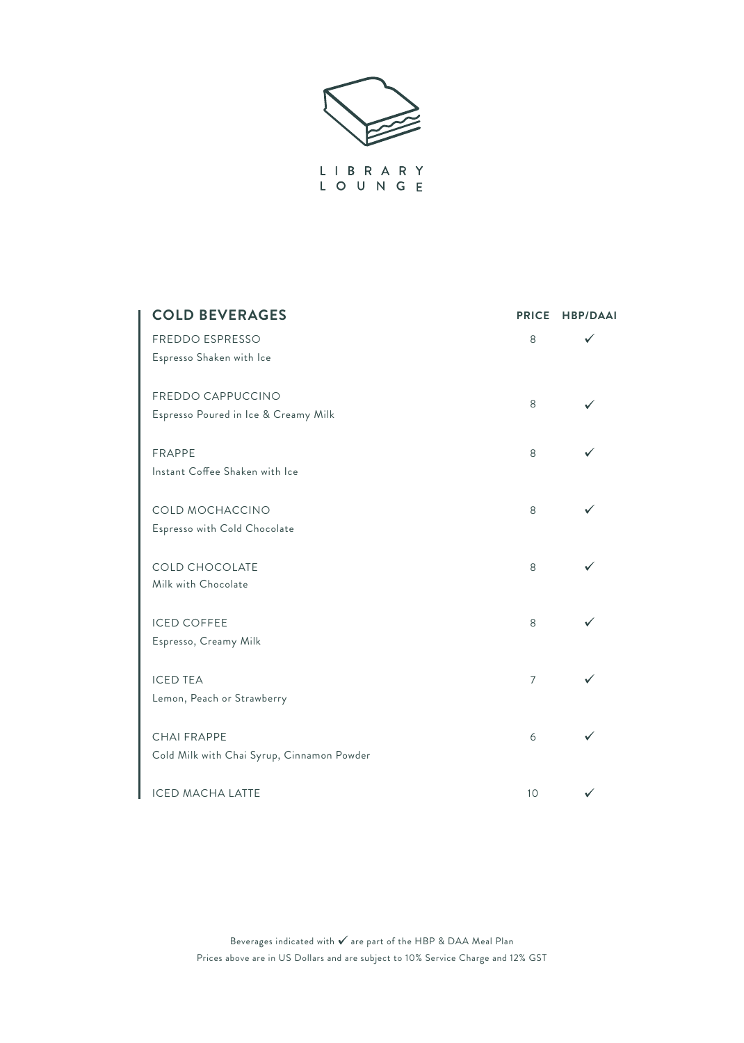LIBRARY LOUNGE

| COLD BEVERAGES | PRICE | HBP/DAAI |
|---|---|---|
| FREDDO ESPRESSO<br>Espresso Shaken with Ice | 8 | ✓ |
| FREDDO CAPPUCCINO<br>Espresso Poured in Ice & Creamy Milk | 8 | ✓ |
| FRAPPE<br>Instant Coffee Shaken with Ice | 8 | ✓ |
| COLD MOCHACCINO<br>Espresso with Cold Chocolate | 8 | ✓ |
| COLD CHOCOLATE<br>Milk with Chocolate | 8 | ✓ |
| ICED COFFEE<br>Espresso, Creamy Milk | 8 | ✓ |
| ICED TEA<br>Lemon, Peach or Strawberry | 7 | ✓ |
| CHAI FRAPPE<br>Cold Milk with Chai Syrup, Cinnamon Powder | 6 | ✓ |
| ICED MACHA LATTE | 10 | ✓ |

Beverages indicated with ✓ are part of the HBP & DAA Meal Plan

Prices above are in US Dollars and are subject to 10% Service Charge and 12% GST